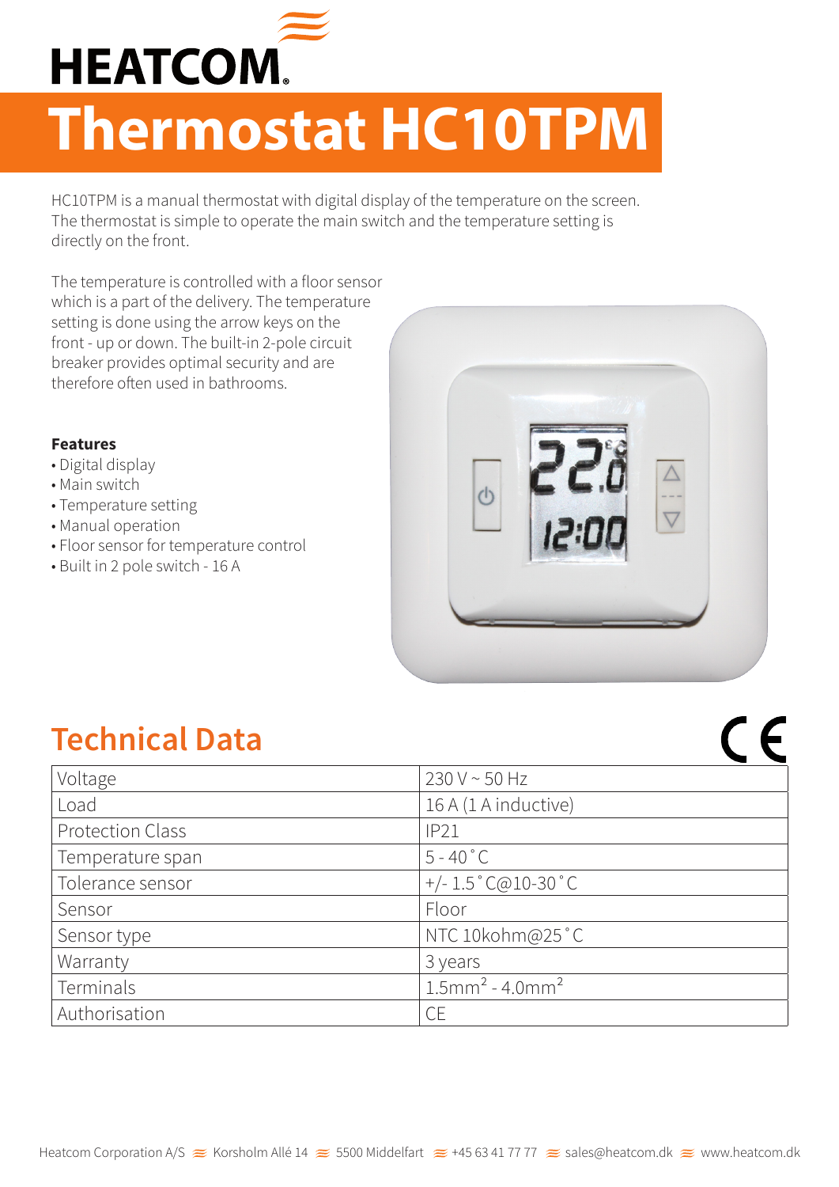HEATCOM

# Thermostat HC10TPM

HC10TPM is a manual thermostat with digital display of the temperature on the screen. The thermostat is simple to operate the main switch and the temperature setting is directly on the front.

The temperature is controlled with a floor sensor which is a part of the delivery. The temperature setting is done using the arrow keys on the front - up or down. The built-in 2-pole circuit breaker provides optimal security and are therefore often used in bathrooms.

**Features**

- Digital display
- Main switch
- Temperature setting
- Manual operation
- Floor sensor for temperature control
- Built in 2 pole switch - 16 A

## Technical Data

| | |
|---|---|
| Voltage | 230 V ~ 50 Hz |
| Load | 16 A (1 A inductive) |
| Protection Class | IP21 |
| Temperature span | 5 - 40 ˚C |
| Tolerance sensor | +/- 1.5 ˚C@10-30 ˚C |
| Sensor | Floor |
| Sensor type | NTC 10kohm@25 ˚C |
| Warranty | 3 years |
| Terminals | $1.5mm^2$ - $4.0mm^2$ |
| Authorisation | CE |

Heatcom Corporation A/S ≈ Korsholm Allé 14 ≈ 5500 Middelfart ≈ +45 63 41 77 77 ≈ sales@heatcom.dk ≈ www.heatcom.dk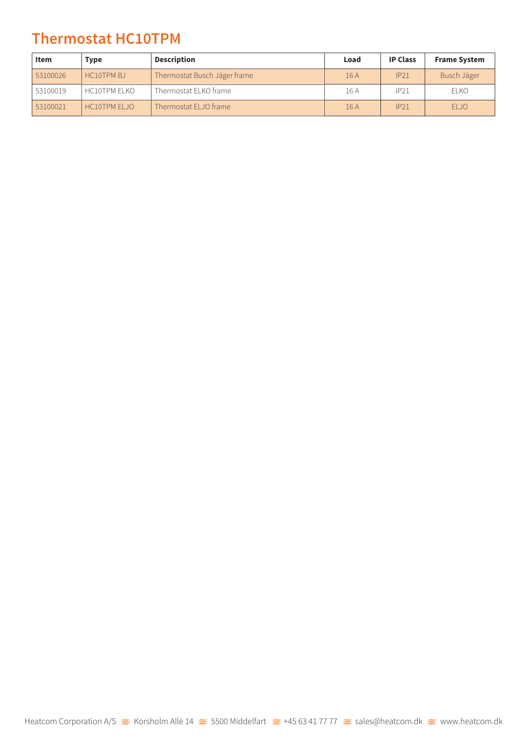## Thermostat HC10TPM

| Item | Type | Description | Load | IP Class | Frame System |
|---|---|---|---|---|---|
| 53100026 | HC10TPM BJ | Thermostat Busch Jäger frame | 16 A | IP21 | Busch Jäger |
| 53100019 | HC10TPM ELKO | Thermostat ELKO frame | 16 A | IP21 | ELKO |
| 53100021 | HC10TPM ELJO | Thermostat ELJO frame | 16 A | IP21 | ELJO |